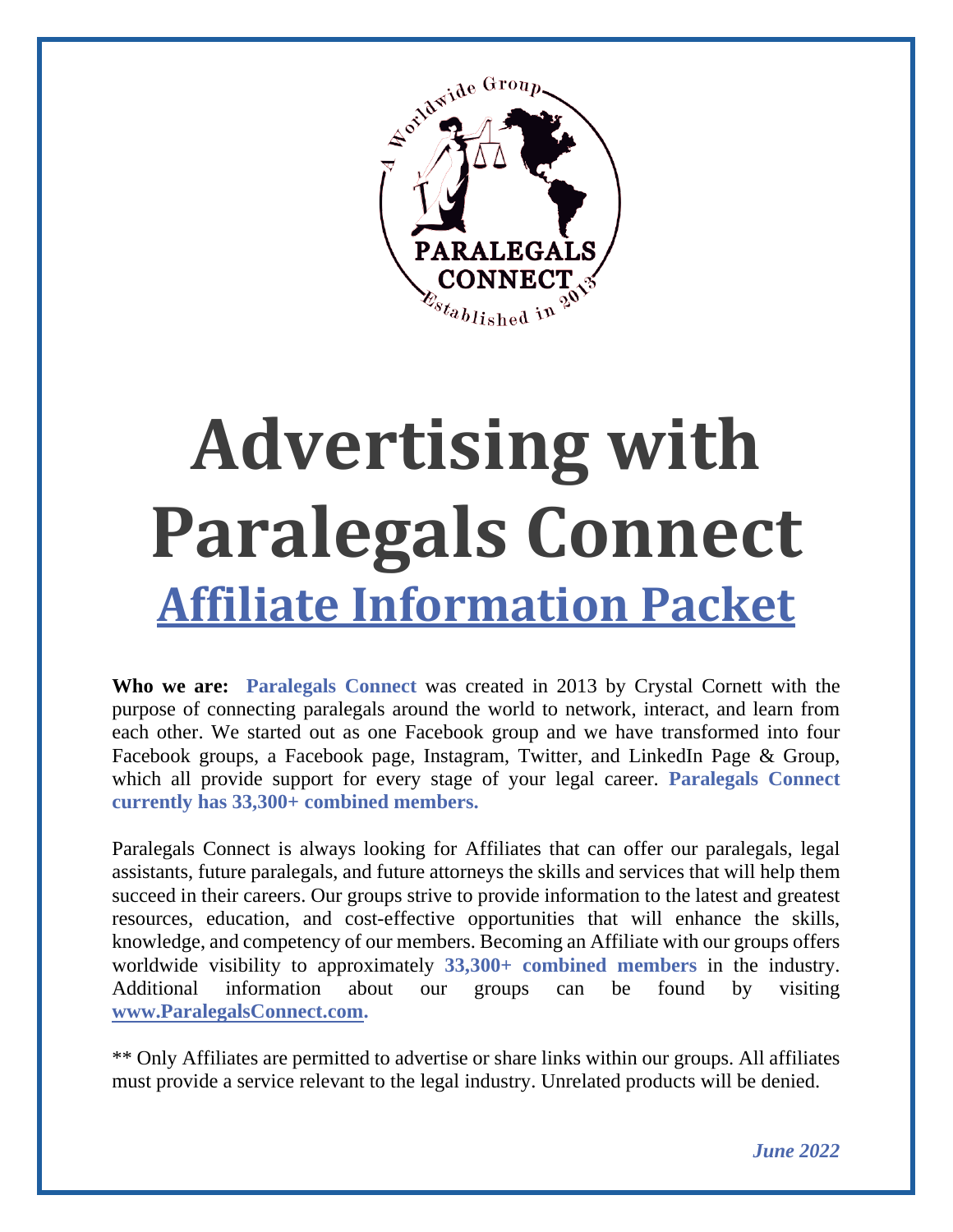# Advertising with Paralegals Connect

## Affiliate Information Packet

**Who we are:** **Paralegals Connect** was created in 2013 by Crystal Cornett with the purpose of connecting paralegals around the world to network, interact, and learn from each other. We started out as one Facebook group and we have transformed into four Facebook groups, a Facebook page, Instagram, Twitter, and LinkedIn Page & Group, which all provide support for every stage of your legal career. **Paralegals Connect currently has 33,300+ combined members.**

Paralegals Connect is always looking for Affiliates that can offer our paralegals, legal assistants, future paralegals, and future attorneys the skills and services that will help them succeed in their careers. Our groups strive to provide information to the latest and greatest resources, education, and cost-effective opportunities that will enhance the skills, knowledge, and competency of our members. Becoming an Affiliate with our groups offers worldwide visibility to approximately **33,300+ combined members** in the industry. Additional information about our groups can be found by visiting **www.ParalegalsConnect.com.**

** Only Affiliates are permitted to advertise or share links within our groups. All affiliates must provide a service relevant to the legal industry. Unrelated products will be denied.

***June 2022***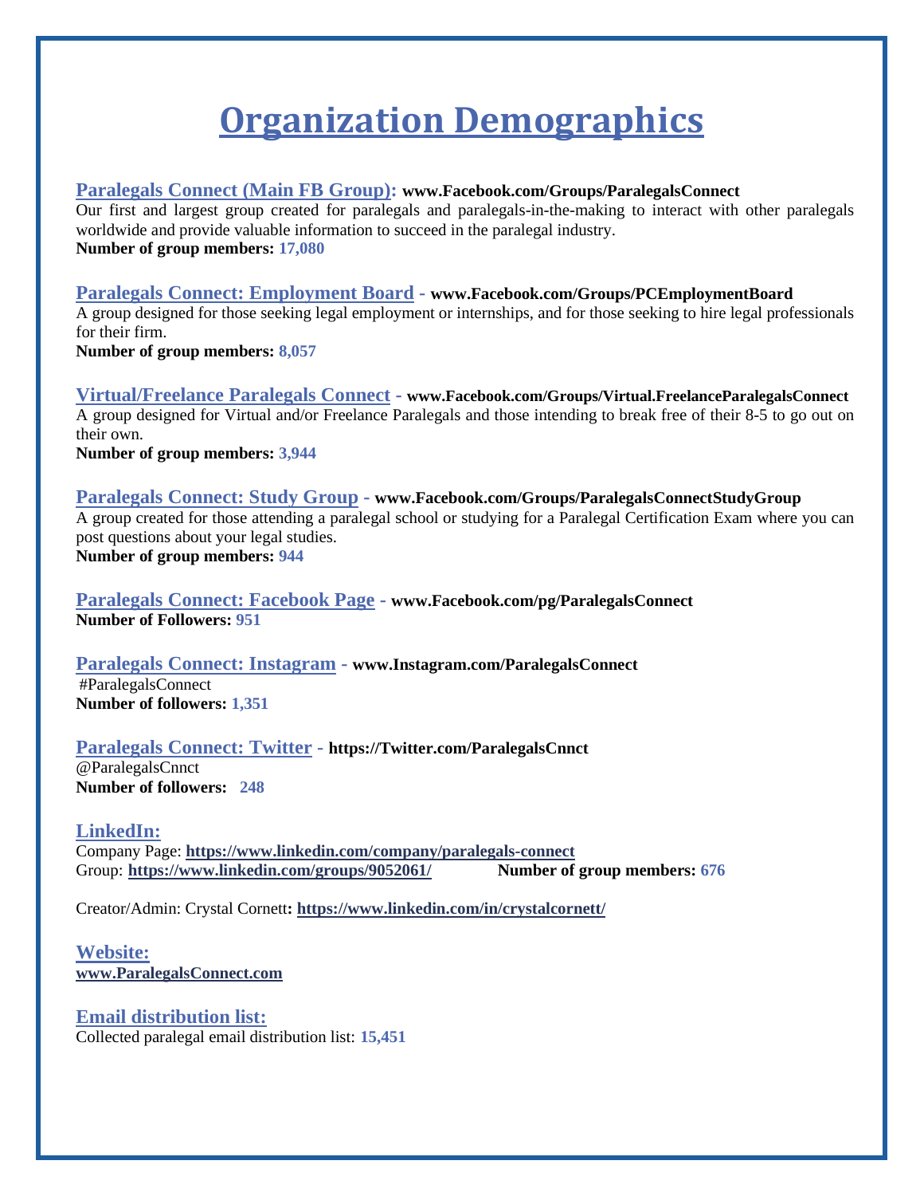# Organization Demographics

**Paralegals Connect (Main FB Group):** **www.Facebook.com/Groups/ParalegalsConnect**
Our first and largest group created for paralegals and paralegals-in-the-making to interact with other paralegals worldwide and provide valuable information to succeed in the paralegal industry.
**Number of group members: 17,080**

**Paralegals Connect: Employment Board** - **www.Facebook.com/Groups/PCEmploymentBoard**
A group designed for those seeking legal employment or internships, and for those seeking to hire legal professionals for their firm.
**Number of group members: 8,057**

**Virtual/Freelance Paralegals Connect** - **www.Facebook.com/Groups/Virtual.FreelanceParalegalsConnect**
A group designed for Virtual and/or Freelance Paralegals and those intending to break free of their 8-5 to go out on their own.
**Number of group members: 3,944**

**Paralegals Connect: Study Group** - **www.Facebook.com/Groups/ParalegalsConnectStudyGroup**
A group created for those attending a paralegal school or studying for a Paralegal Certification Exam where you can post questions about your legal studies.
**Number of group members: 944**

**Paralegals Connect: Facebook Page** - **www.Facebook.com/pg/ParalegalsConnect**
**Number of Followers: 951**

**Paralegals Connect: Instagram** - **www.Instagram.com/ParalegalsConnect**
#ParalegalsConnect
**Number of followers: 1,351**

**Paralegals Connect: Twitter** - **https://Twitter.com/ParalegalsCnnct**
@ParalegalsCnnct
**Number of followers: 248**

**LinkedIn:**
Company Page: **https://www.linkedin.com/company/paralegals-connect**
Group: **https://www.linkedin.com/groups/9052061/** **Number of group members: 676**

Creator/Admin: Crystal Cornett**: https://www.linkedin.com/in/crystalcornett/**

**Website:**
**www.ParalegalsConnect.com**

**Email distribution list:**
Collected paralegal email distribution list: **15,451**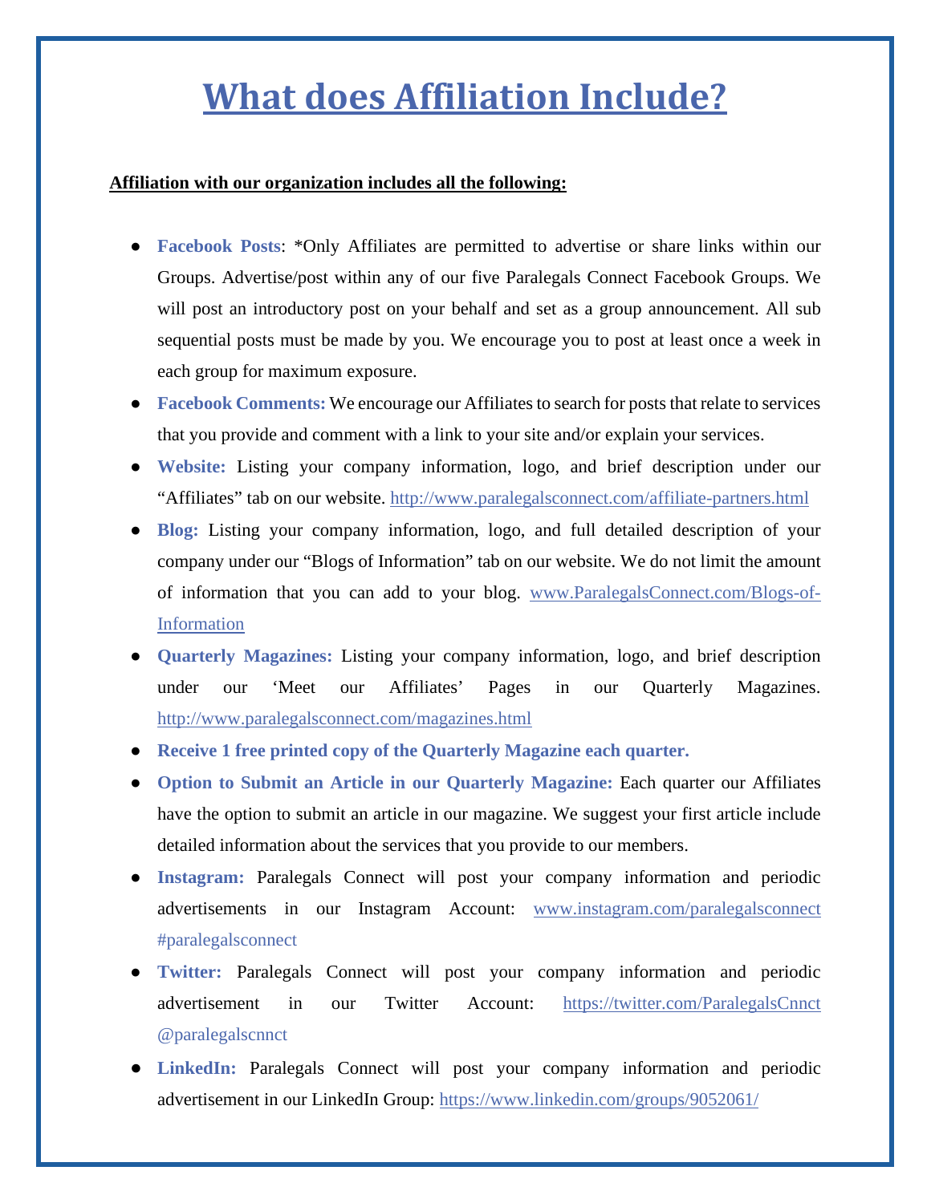# What does Affiliation Include?

**Affiliation with our organization includes all the following:**

- **Facebook Posts**: *Only Affiliates are permitted to advertise or share links within our Groups. Advertise/post within any of our five Paralegals Connect Facebook Groups. We will post an introductory post on your behalf and set as a group announcement. All sub sequential posts must be made by you. We encourage you to post at least once a week in each group for maximum exposure.
- **Facebook Comments:** We encourage our Affiliates to search for posts that relate to services that you provide and comment with a link to your site and/or explain your services.
- **Website:** Listing your company information, logo, and brief description under our "Affiliates" tab on our website. http://www.paralegalsconnect.com/affiliate-partners.html
- **Blog:** Listing your company information, logo, and full detailed description of your company under our "Blogs of Information" tab on our website. We do not limit the amount of information that you can add to your blog. www.ParalegalsConnect.com/Blogs-of-Information
- **Quarterly Magazines:** Listing your company information, logo, and brief description under our 'Meet our Affiliates' Pages in our Quarterly Magazines. http://www.paralegalsconnect.com/magazines.html
- **Receive 1 free printed copy of the Quarterly Magazine each quarter.**
- **Option to Submit an Article in our Quarterly Magazine:** Each quarter our Affiliates have the option to submit an article in our magazine. We suggest your first article include detailed information about the services that you provide to our members.
- **Instagram:** Paralegals Connect will post your company information and periodic advertisements in our Instagram Account: www.instagram.com/paralegalsconnect #paralegalsconnect
- **Twitter:** Paralegals Connect will post your company information and periodic advertisement in our Twitter Account: https://twitter.com/ParalegalsCnnct @paralegalscnnct
- **LinkedIn:** Paralegals Connect will post your company information and periodic advertisement in our LinkedIn Group: https://www.linkedin.com/groups/9052061/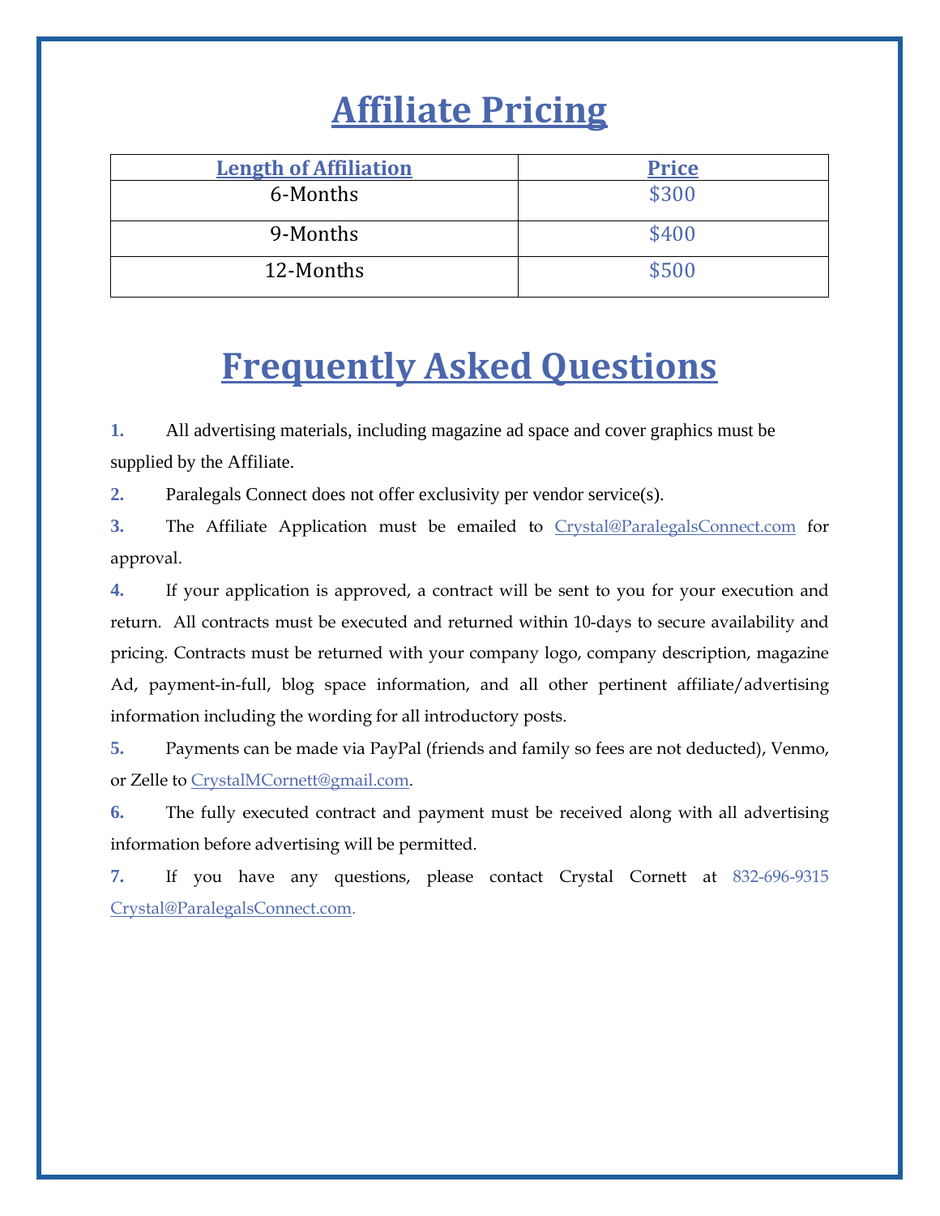# Affiliate Pricing

| Length of Affiliation | Price |
|---|---|
| 6-Months | $300 |
| 9-Months | $400 |
| 12-Months | $500 |

# Frequently Asked Questions

1. All advertising materials, including magazine ad space and cover graphics must be supplied by the Affiliate.
2. Paralegals Connect does not offer exclusivity per vendor service(s).
3. The Affiliate Application must be emailed to Crystal@ParalegalsConnect.com for approval.
4. If your application is approved, a contract will be sent to you for your execution and return. All contracts must be executed and returned within 10-days to secure availability and pricing. Contracts must be returned with your company logo, company description, magazine Ad, payment-in-full, blog space information, and all other pertinent affiliate/advertising information including the wording for all introductory posts.
5. Payments can be made via PayPal (friends and family so fees are not deducted), Venmo, or Zelle to CrystalMCornett@gmail.com.
6. The fully executed contract and payment must be received along with all advertising information before advertising will be permitted.
7. If you have any questions, please contact Crystal Cornett at 832-696-9315 Crystal@ParalegalsConnect.com.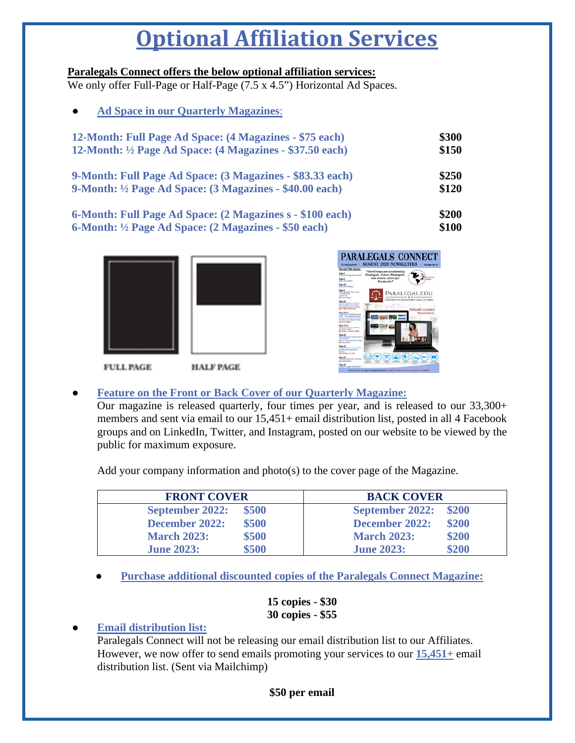# Optional Affiliation Services

**Paralegals Connect offers the below optional affiliation services:**
We only offer Full-Page or Half-Page (7.5 x 4.5") Horizontal Ad Spaces.

- **Ad Space in our Quarterly Magazines**:

| | |
|---|---|
| **12-Month: Full Page Ad Space: (4 Magazines - $75 each)** | **$300** |
| **12-Month: ½ Page Ad Space: (4 Magazines - $37.50 each)** | **$150** |
| **9-Month: Full Page Ad Space: (3 Magazines - $83.33 each)** | **$250** |
| **9-Month: ½ Page Ad Space: (3 Magazines - $40.00 each)** | **$120** |
| **6-Month: Full Page Ad Space: (2 Magazines s - $100 each)** | **$200** |
| **6-Month: ½ Page Ad Space: (2 Magazines - $50 each)** | **$100** |

FULL PAGE HALF PAGE

- **Feature on the Front or Back Cover of our Quarterly Magazine:**
  Our magazine is released quarterly, four times per year, and is released to our 33,300+ members and sent via email to our 15,451+ email distribution list, posted in all 4 Facebook groups and on LinkedIn, Twitter, and Instagram, posted on our website to be viewed by the public for maximum exposure.

  Add your company information and photo(s) to the cover page of the Magazine.

| FRONT COVER | | BACK COVER | |
|---|---|---|---|
| **September 2022:** | **$500** | **September 2022:** | **$200** |
| **December 2022:** | **$500** | **December 2022:** | **$200** |
| **March 2023:** | **$500** | **March 2023:** | **$200** |
| **June 2023:** | **$500** | **June 2023:** | **$200** |

- **Purchase additional discounted copies of the Paralegals Connect Magazine:**

**15 copies - $30**
**30 copies - $55**

- **Email distribution list:**
  Paralegals Connect will not be releasing our email distribution list to our Affiliates. However, we now offer to send emails promoting your services to our **15,451+** email distribution list. (Sent via Mailchimp)

**$50 per email**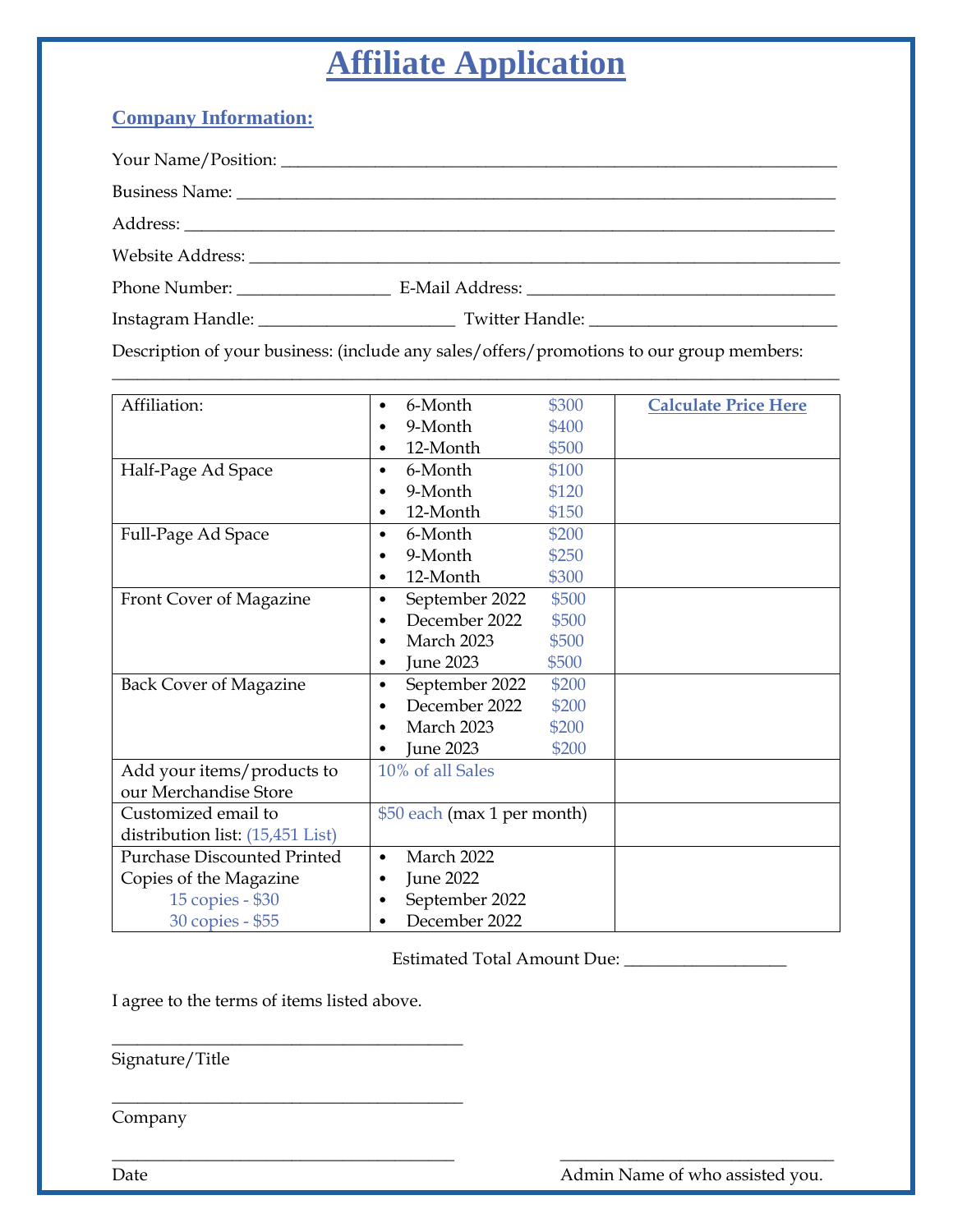# Affiliate Application

## Company Information:

Your Name/Position: ________________________________________________________________

Business Name: ________________________________________________________________

Address: ________________________________________________________________

Website Address: ________________________________________________________________

Phone Number: _________________ E-Mail Address: __________________________________

Instagram Handle: ______________________ Twitter Handle: ____________________________

Description of your business: (include any sales/offers/promotions to our group members:

________________________________________________________________________________

| | | |
|---|---|---|
| Affiliation: | • 6-Month $300<br>• 9-Month $400<br>• 12-Month $500 | **Calculate Price Here** |
| Half-Page Ad Space | • 6-Month $100<br>• 9-Month $120<br>• 12-Month $150 | |
| Full-Page Ad Space | • 6-Month $200<br>• 9-Month $250<br>• 12-Month $300 | |
| Front Cover of Magazine | • September 2022 $500<br>• December 2022 $500<br>• March 2023 $500<br>• June 2023 $500 | |
| Back Cover of Magazine | • September 2022 $200<br>• December 2022 $200<br>• March 2023 $200<br>• June 2023 $200 | |
| Add your items/products to our Merchandise Store | 10% of all Sales | |
| Customized email to distribution list: (15,451 List) | $50 each (max 1 per month) | |
| Purchase Discounted Printed Copies of the Magazine<br>15 copies - $30<br>30 copies - $55 | • March 2022<br>• June 2022<br>• September 2022<br>• December 2022 | |

Estimated Total Amount Due: __________________

I agree to the terms of items listed above.

_______________________________________

Signature/Title

_______________________________________

Company

_______________________________________ _______________________________

Date Admin Name of who assisted you.